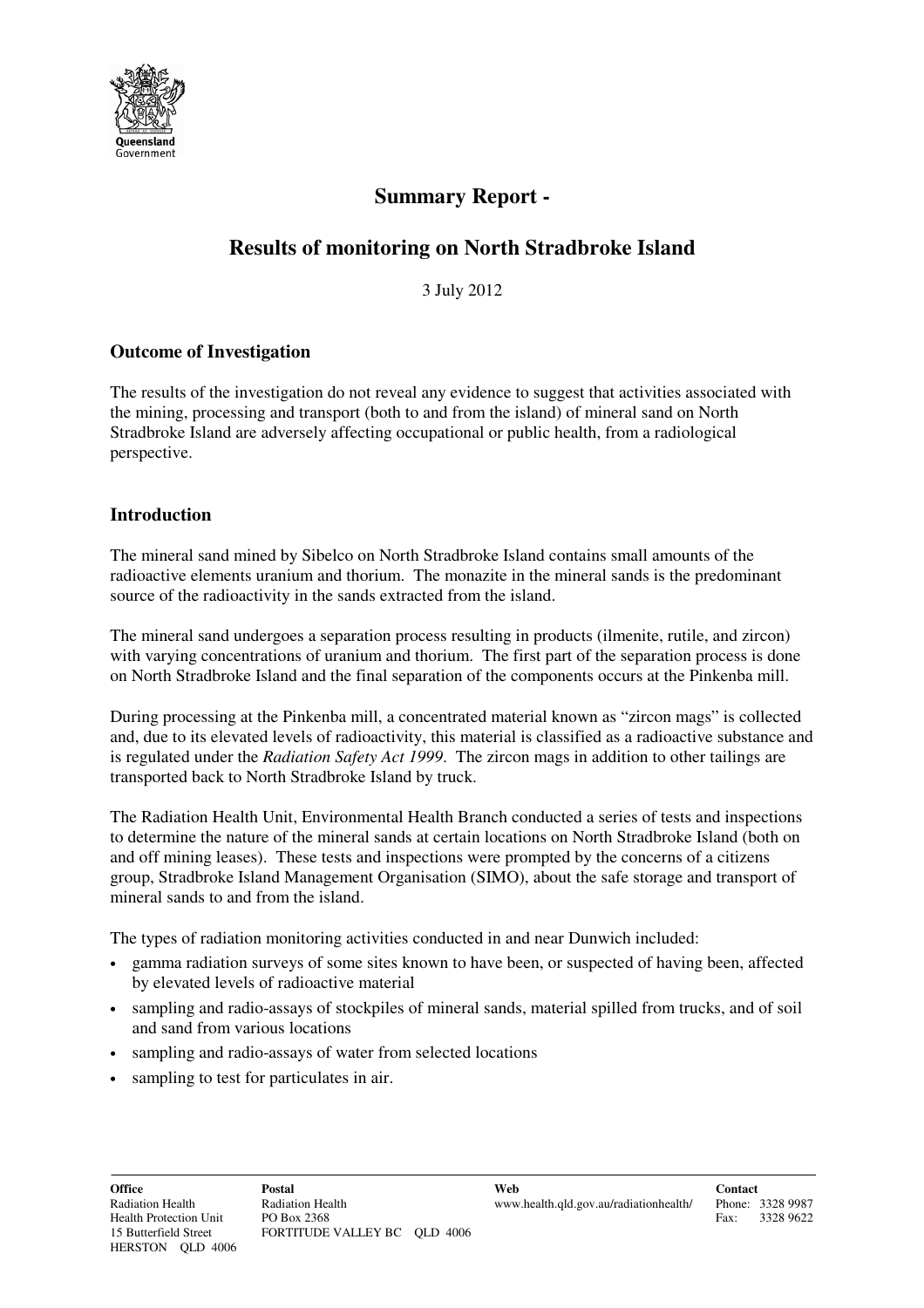# Summary Report -

# Results of monitoring on North Stradbroke Island

3 July 2012

## Outcome of Investigation

The results of the investigation do not reveal any evidence to suggest that activities associated with the mining, processing and transport (both to and from the island) of mineral sand on North Stradbroke Island are adversely affecting occupational or public health, from a radiological perspective.

## Introduction

The mineral sand mined by Sibelco on North Stradbroke Island contains small amounts of the radioactive elements uranium and thorium. The monazite in the mineral sands is the predominant source of the radioactivity in the sands extracted from the island.

The mineral sand undergoes a separation process resulting in products (ilmenite, rutile, and zircon) with varying concentrations of uranium and thorium. The first part of the separation process is done on North Stradbroke Island and the final separation of the components occurs at the Pinkenba mill.

During processing at the Pinkenba mill, a concentrated material known as "zircon mags" is collected and, due to its elevated levels of radioactivity, this material is classified as a radioactive substance and is regulated under the *Radiation Safety Act 1999*. The zircon mags in addition to other tailings are transported back to North Stradbroke Island by truck.

The Radiation Health Unit, Environmental Health Branch conducted a series of tests and inspections to determine the nature of the mineral sands at certain locations on North Stradbroke Island (both on and off mining leases). These tests and inspections were prompted by the concerns of a citizens group, Stradbroke Island Management Organisation (SIMO), about the safe storage and transport of mineral sands to and from the island.

The types of radiation monitoring activities conducted in and near Dunwich included:

- gamma radiation surveys of some sites known to have been, or suspected of having been, affected by elevated levels of radioactive material
- sampling and radio-assays of stockpiles of mineral sands, material spilled from trucks, and of soil and sand from various locations
- sampling and radio-assays of water from selected locations
- sampling to test for particulates in air.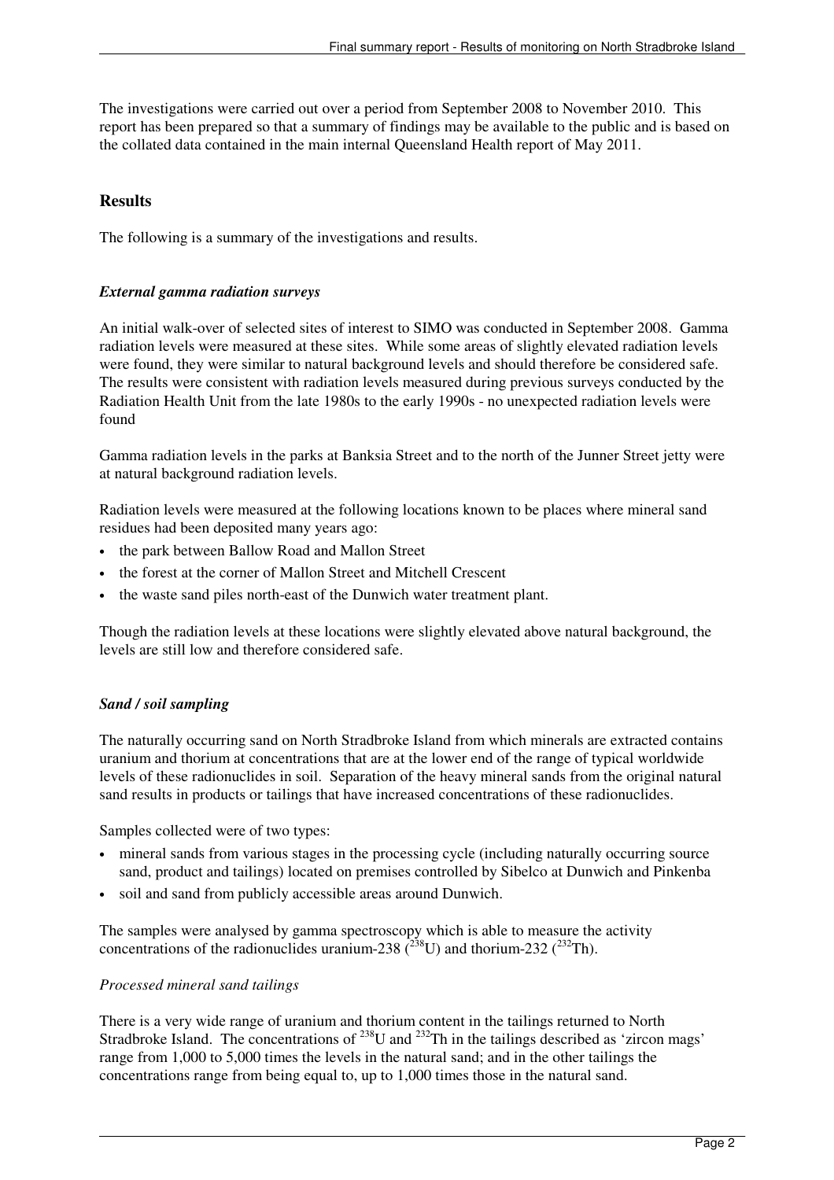The investigations were carried out over a period from September 2008 to November 2010. This report has been prepared so that a summary of findings may be available to the public and is based on the collated data contained in the main internal Queensland Health report of May 2011.

## Results

The following is a summary of the investigations and results.

### *External gamma radiation surveys*

An initial walk-over of selected sites of interest to SIMO was conducted in September 2008. Gamma radiation levels were measured at these sites. While some areas of slightly elevated radiation levels were found, they were similar to natural background levels and should therefore be considered safe. The results were consistent with radiation levels measured during previous surveys conducted by the Radiation Health Unit from the late 1980s to the early 1990s - no unexpected radiation levels were found

Gamma radiation levels in the parks at Banksia Street and to the north of the Junner Street jetty were at natural background radiation levels.

Radiation levels were measured at the following locations known to be places where mineral sand residues had been deposited many years ago:

- the park between Ballow Road and Mallon Street
- the forest at the corner of Mallon Street and Mitchell Crescent
- the waste sand piles north-east of the Dunwich water treatment plant.

Though the radiation levels at these locations were slightly elevated above natural background, the levels are still low and therefore considered safe.

### *Sand / soil sampling*

The naturally occurring sand on North Stradbroke Island from which minerals are extracted contains uranium and thorium at concentrations that are at the lower end of the range of typical worldwide levels of these radionuclides in soil. Separation of the heavy mineral sands from the original natural sand results in products or tailings that have increased concentrations of these radionuclides.

Samples collected were of two types:

- mineral sands from various stages in the processing cycle (including naturally occurring source sand, product and tailings) located on premises controlled by Sibelco at Dunwich and Pinkenba
- soil and sand from publicly accessible areas around Dunwich.

The samples were analysed by gamma spectroscopy which is able to measure the activity concentrations of the radionuclides uranium-238 ($^{238}$U) and thorium-232 ($^{232}$Th).

*Processed mineral sand tailings*

There is a very wide range of uranium and thorium content in the tailings returned to North Stradbroke Island. The concentrations of $^{238}$U and $^{232}$Th in the tailings described as 'zircon mags' range from 1,000 to 5,000 times the levels in the natural sand; and in the other tailings the concentrations range from being equal to, up to 1,000 times those in the natural sand.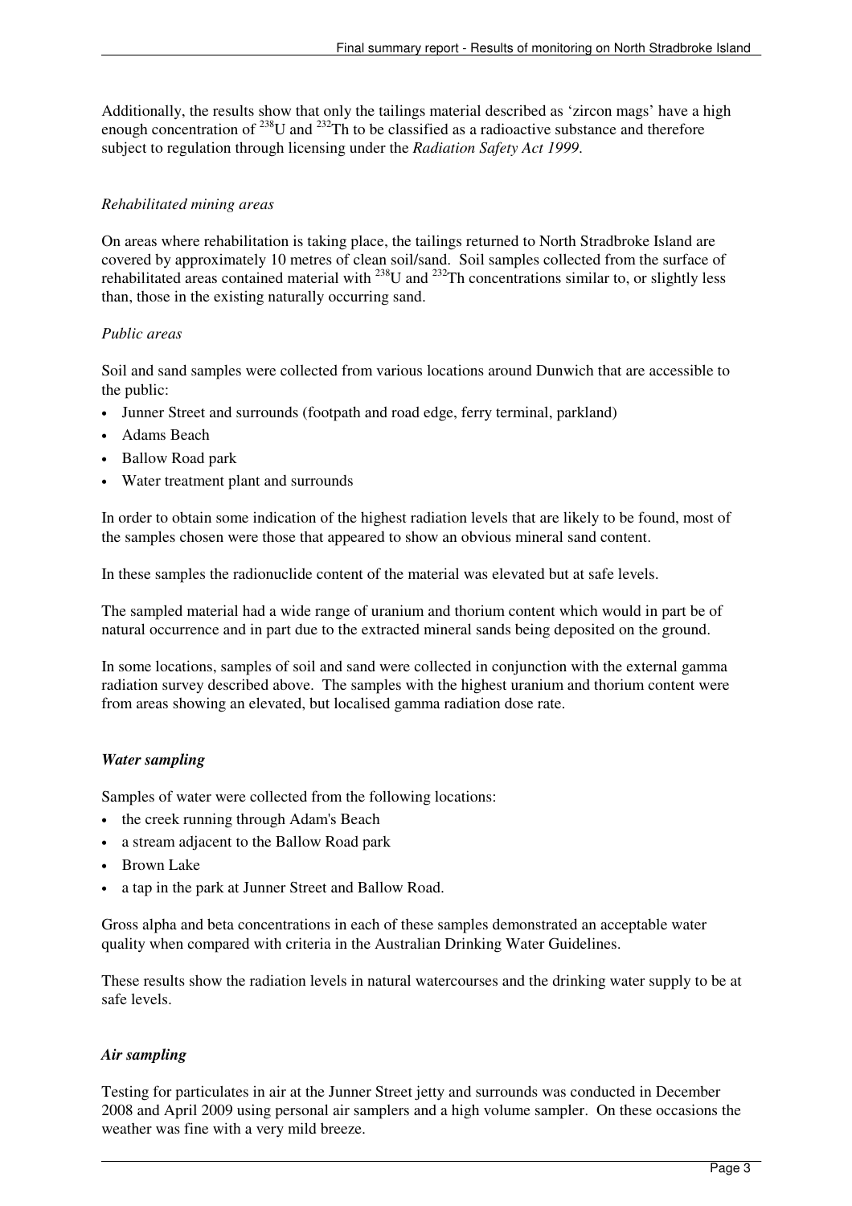Additionally, the results show that only the tailings material described as 'zircon mags' have a high enough concentration of $^{238}$U and $^{232}$Th to be classified as a radioactive substance and therefore subject to regulation through licensing under the *Radiation Safety Act 1999*.

*Rehabilitated mining areas*

On areas where rehabilitation is taking place, the tailings returned to North Stradbroke Island are covered by approximately 10 metres of clean soil/sand. Soil samples collected from the surface of rehabilitated areas contained material with $^{238}$U and $^{232}$Th concentrations similar to, or slightly less than, those in the existing naturally occurring sand.

*Public areas*

Soil and sand samples were collected from various locations around Dunwich that are accessible to the public:

- Junner Street and surrounds (footpath and road edge, ferry terminal, parkland)
- Adams Beach
- Ballow Road park
- Water treatment plant and surrounds

In order to obtain some indication of the highest radiation levels that are likely to be found, most of the samples chosen were those that appeared to show an obvious mineral sand content.

In these samples the radionuclide content of the material was elevated but at safe levels.

The sampled material had a wide range of uranium and thorium content which would in part be of natural occurrence and in part due to the extracted mineral sands being deposited on the ground.

In some locations, samples of soil and sand were collected in conjunction with the external gamma radiation survey described above. The samples with the highest uranium and thorium content were from areas showing an elevated, but localised gamma radiation dose rate.

***Water sampling***

Samples of water were collected from the following locations:

- the creek running through Adam's Beach
- a stream adjacent to the Ballow Road park
- Brown Lake
- a tap in the park at Junner Street and Ballow Road.

Gross alpha and beta concentrations in each of these samples demonstrated an acceptable water quality when compared with criteria in the Australian Drinking Water Guidelines.

These results show the radiation levels in natural watercourses and the drinking water supply to be at safe levels.

***Air sampling***

Testing for particulates in air at the Junner Street jetty and surrounds was conducted in December 2008 and April 2009 using personal air samplers and a high volume sampler. On these occasions the weather was fine with a very mild breeze.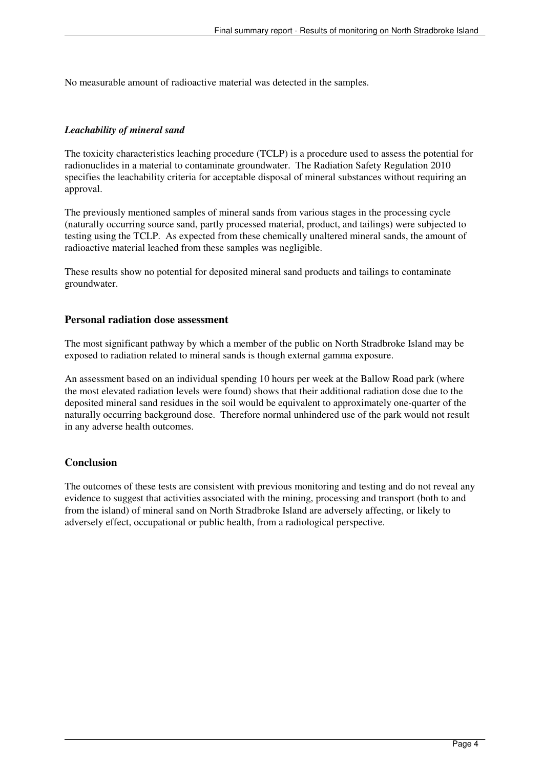No measurable amount of radioactive material was detected in the samples.

### *Leachability of mineral sand*

The toxicity characteristics leaching procedure (TCLP) is a procedure used to assess the potential for radionuclides in a material to contaminate groundwater. The Radiation Safety Regulation 2010 specifies the leachability criteria for acceptable disposal of mineral substances without requiring an approval.

The previously mentioned samples of mineral sands from various stages in the processing cycle (naturally occurring source sand, partly processed material, product, and tailings) were subjected to testing using the TCLP. As expected from these chemically unaltered mineral sands, the amount of radioactive material leached from these samples was negligible.

These results show no potential for deposited mineral sand products and tailings to contaminate groundwater.

## Personal radiation dose assessment

The most significant pathway by which a member of the public on North Stradbroke Island may be exposed to radiation related to mineral sands is though external gamma exposure.

An assessment based on an individual spending 10 hours per week at the Ballow Road park (where the most elevated radiation levels were found) shows that their additional radiation dose due to the deposited mineral sand residues in the soil would be equivalent to approximately one-quarter of the naturally occurring background dose. Therefore normal unhindered use of the park would not result in any adverse health outcomes.

## Conclusion

The outcomes of these tests are consistent with previous monitoring and testing and do not reveal any evidence to suggest that activities associated with the mining, processing and transport (both to and from the island) of mineral sand on North Stradbroke Island are adversely affecting, or likely to adversely effect, occupational or public health, from a radiological perspective.